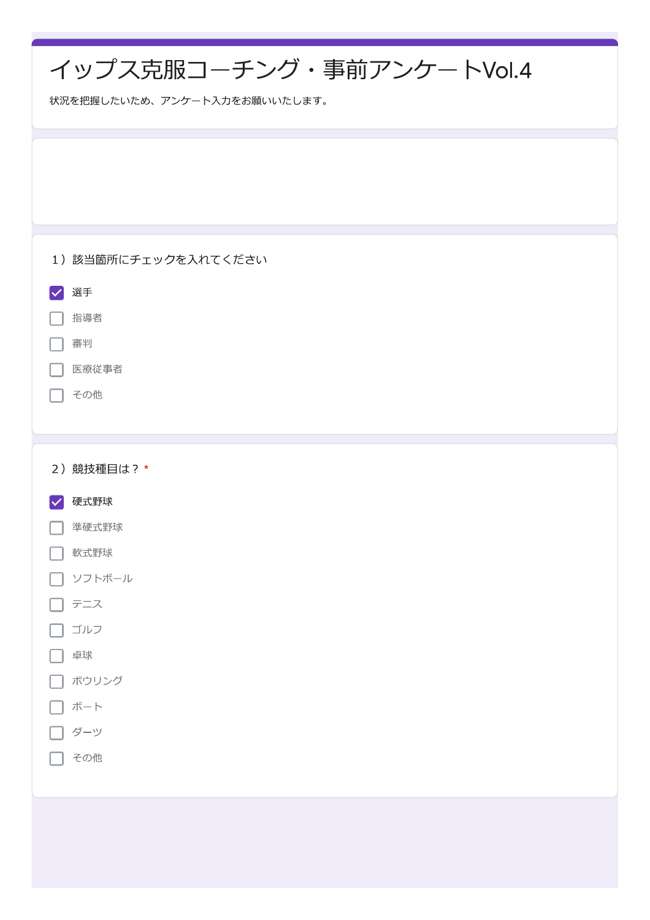# イップス克服コーチング・事前アンケートVol.4

状況を把握したいため、アンケート入力をお願いいたします。

1）該当箇所にチェックを入れてください

- [x] 選手
- [ ] 指導者
- [ ] 審判
- [ ] 医療従事者
- [ ] その他

2）競技種目は？ *

- [x] 硬式野球
- [ ] 準硬式野球
- [ ] 軟式野球
- [ ] ソフトボール
- [ ] テニス
- [ ] ゴルフ
- [ ] 卓球
- [ ] ボウリング
- [ ] ボート
- [ ] ダーツ
- [ ] その他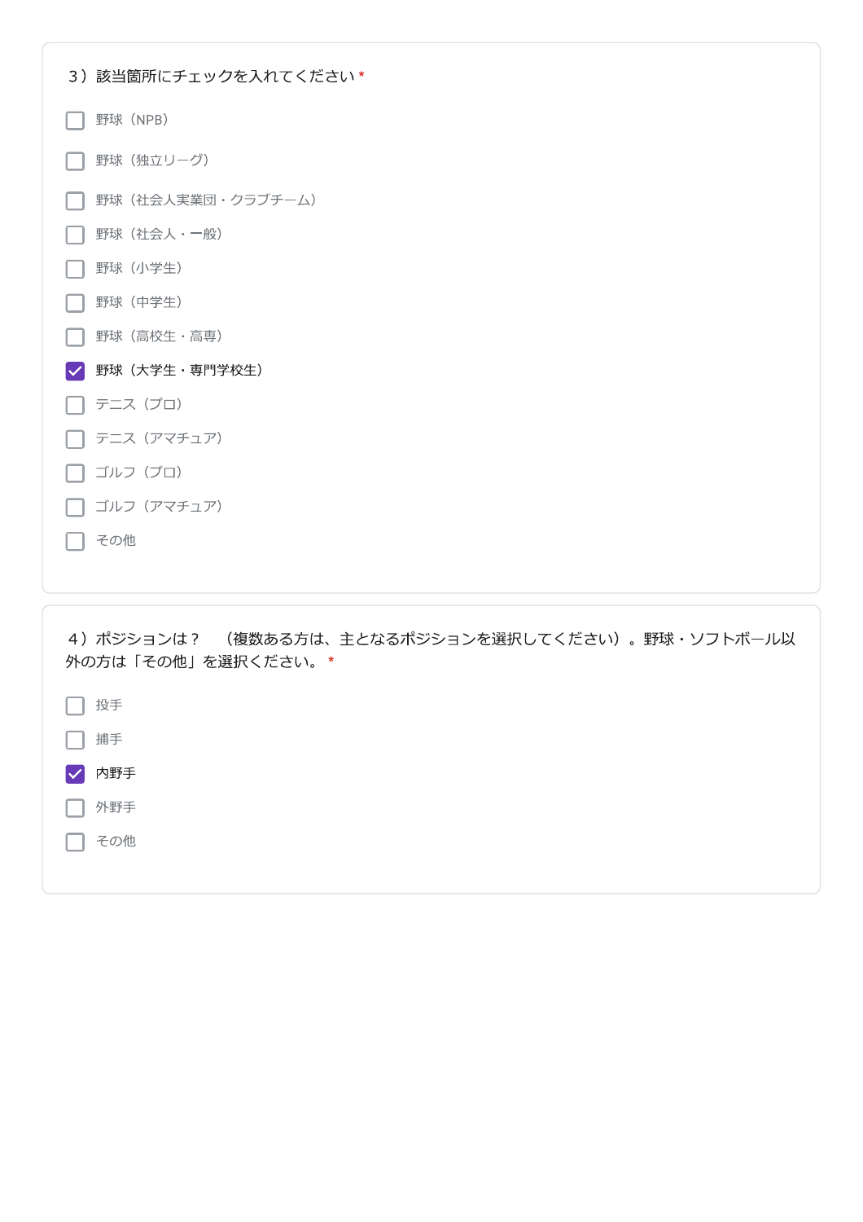3）該当箇所にチェックを入れてください *

- [ ] 野球（NPB）
- [ ] 野球（独立リーグ）
- [ ] 野球（社会人実業団・クラブチーム）
- [ ] 野球（社会人・一般）
- [ ] 野球（小学生）
- [ ] 野球（中学生）
- [ ] 野球（高校生・高専）
- [x] 野球（大学生・専門学校生）
- [ ] テニス（プロ）
- [ ] テニス（アマチュア）
- [ ] ゴルフ（プロ）
- [ ] ゴルフ（アマチュア）
- [ ] その他

4）ポジションは？　（複数ある方は、主となるポジションを選択してください）。野球・ソフトボール以外の方は「その他」を選択ください。 *

- [ ] 投手
- [ ] 捕手
- [x] 内野手
- [ ] 外野手
- [ ] その他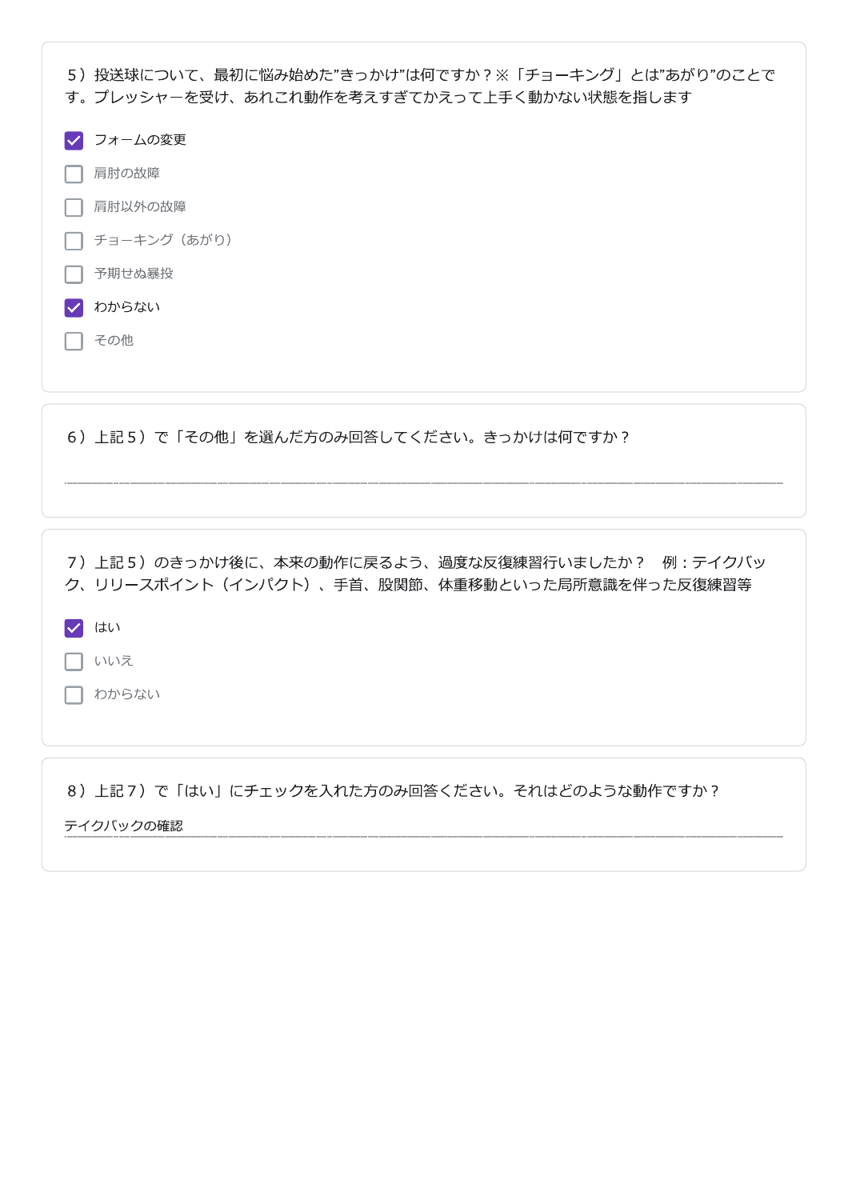5）投送球について、最初に悩み始めた”きっかけ”は何ですか？※「チョーキング」とは”あがり”のことです。プレッシャーを受け、あれこれ動作を考えすぎてかえって上手く動かない状態を指します

- [x] フォームの変更
- [ ] 肩肘の故障
- [ ] 肩肘以外の故障
- [ ] チョーキング（あがり）
- [ ] 予期せぬ暴投
- [x] わからない
- [ ] その他

6）上記５）で「その他」を選んだ方のみ回答してください。きっかけは何ですか？

7）上記５）のきっかけ後に、本来の動作に戻るよう、過度な反復練習行いましたか？　例：テイクバック、リリースポイント（インパクト）、手首、股関節、体重移動といった局所意識を伴った反復練習等

- [x] はい
- [ ] いいえ
- [ ] わからない

8）上記７）で「はい」にチェックを入れた方のみ回答ください。それはどのような動作ですか？

テイクバックの確認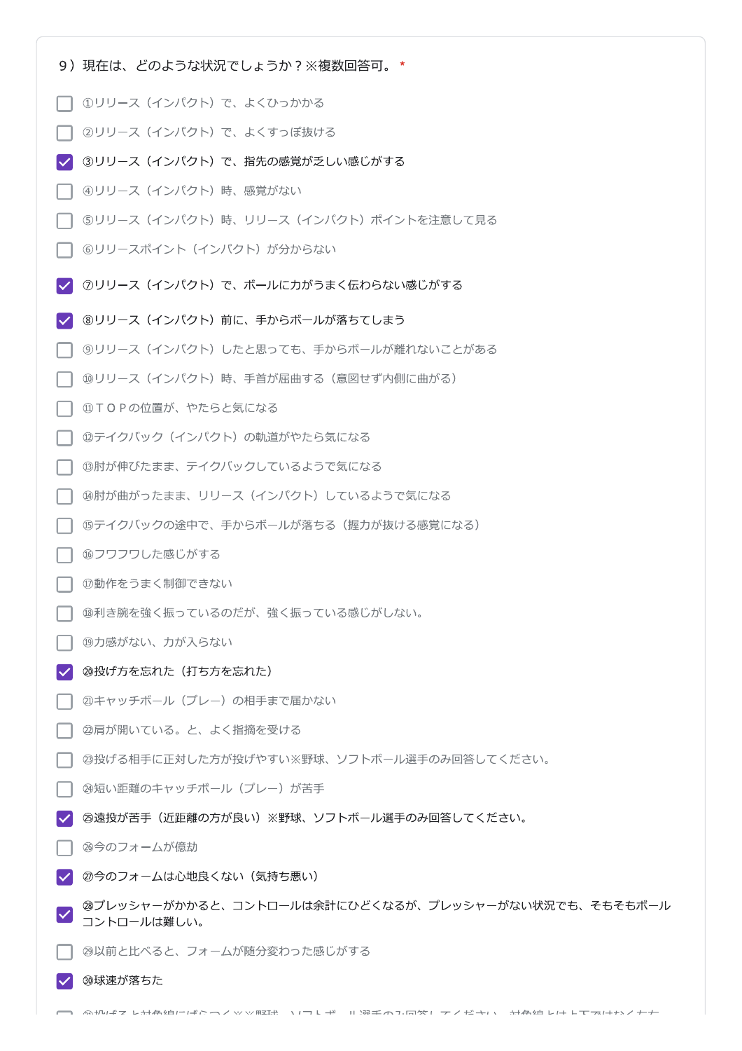9）現在は、どのような状況でしょうか？※複数回答可。 *

- [ ] ①リリース（インパクト）で、よくひっかかる
- [ ] ②リリース（インパクト）で、よくすっぽ抜ける
- [x] ③リリース（インパクト）で、指先の感覚が乏しい感じがする
- [ ] ④リリース（インパクト）時、感覚がない
- [ ] ⑤リリース（インパクト）時、リリース（インパクト）ポイントを注意して見る
- [ ] ⑥リリースポイント（インパクト）が分からない
- [x] ⑦リリース（インパクト）で、ボールに力がうまく伝わらない感じがする
- [x] ⑧リリース（インパクト）前に、手からボールが落ちてしまう
- [ ] ⑨リリース（インパクト）したと思っても、手からボールが離れないことがある
- [ ] ⑩リリース（インパクト）時、手首が屈曲する（意図せず内側に曲がる）
- [ ] ⑪ＴＯＰの位置が、やたらと気になる
- [ ] ⑫テイクバック（インパクト）の軌道がやたら気になる
- [ ] ⑬肘が伸びたまま、テイクバックしているようで気になる
- [ ] ⑭肘が曲がったまま、リリース（インパクト）しているようで気になる
- [ ] ⑮テイクバックの途中で、手からボールが落ちる（握力が抜ける感覚になる）
- [ ] ⑯フワフワした感じがする
- [ ] ⑰動作をうまく制御できない
- [ ] ⑱利き腕を強く振っているのだが、強く振っている感じがしない。
- [ ] ⑲力感がない、力が入らない
- [x] ⑳投げ方を忘れた（打ち方を忘れた）
- [ ] ㉑キャッチボール（プレー）の相手まで届かない
- [ ] ㉒肩が開いている。と、よく指摘を受ける
- [ ] ㉓投げる相手に正対した方が投げやすい※野球、ソフトボール選手のみ回答してください。
- [ ] ㉔短い距離のキャッチボール（プレー）が苦手
- [x] ㉕遠投が苦手（近距離の方が良い）※野球、ソフトボール選手のみ回答してください。
- [ ] ㉖今のフォームが億劫
- [x] ㉗今のフォームは心地良くない（気持ち悪い）
- [x] ㉘プレッシャーがかかると、コントロールは余計にひどくなるが、プレッシャーがない状況でも、そもそもボールコントロールは難しい。
- [ ] ㉙以前と比べると、フォームが随分変わった感じがする
- [x] ㉚球速が落ちた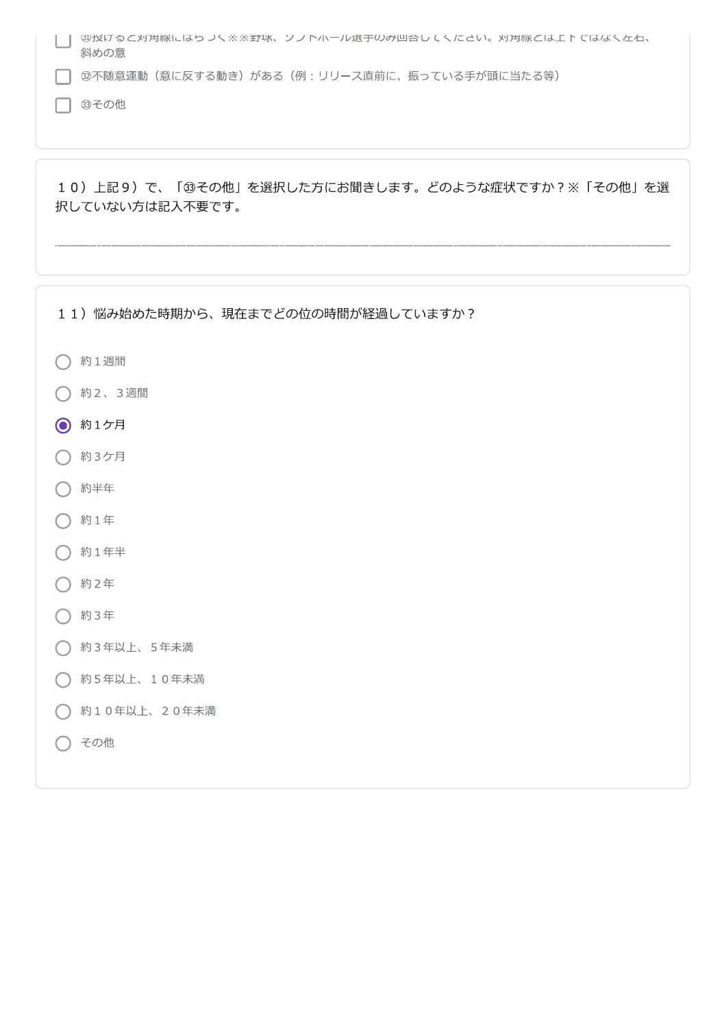- [ ] ㉛投げると対角線にばらつく※※野球、ソフトボール選手のみ回答してください。対角線とは上下ではなく左右、斜めの意
- [ ] ㉜不随意運動（意に反する動き）がある（例：リリース直前に、振っている手が頭に当たる等）
- [ ] ㉝その他

１０）上記９）で、「㉝その他」を選択した方にお聞きします。どのような症状ですか？※「その他」を選択していない方は記入不要です。

________________________________________

１１）悩み始めた時期から、現在までどの位の時間が経過していますか？

- ○ 約１週間
- ○ 約２、３週間
- ● 約１ケ月
- ○ 約３ケ月
- ○ 約半年
- ○ 約１年
- ○ 約１年半
- ○ 約２年
- ○ 約３年
- ○ 約３年以上、５年未満
- ○ 約５年以上、１０年未満
- ○ 約１０年以上、２０年未満
- ○ その他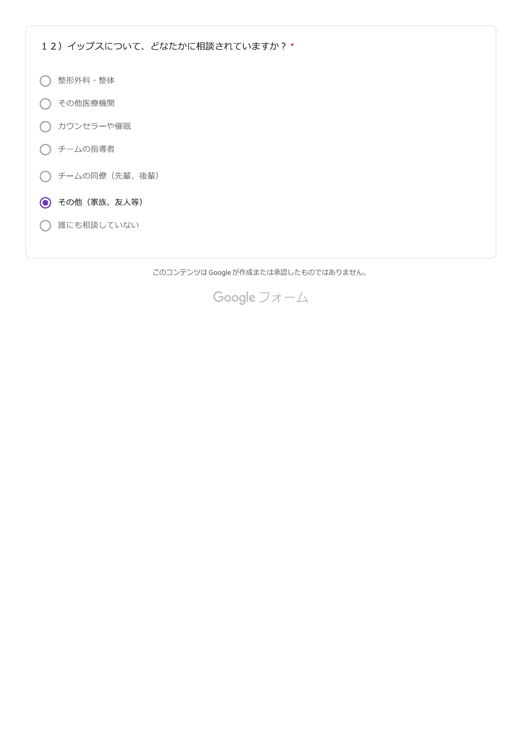１２）イップスについて、どなたかに相談されていますか？ *

- ○ 整形外科・整体
- ○ その他医療機関
- ○ カウンセラーや催眠
- ○ チームの指導者
- ○ チームの同僚（先輩、後輩）
- ◉ その他（家族、友人等）
- ○ 誰にも相談していない

このコンテンツは Google が作成または承認したものではありません。

Google フォーム